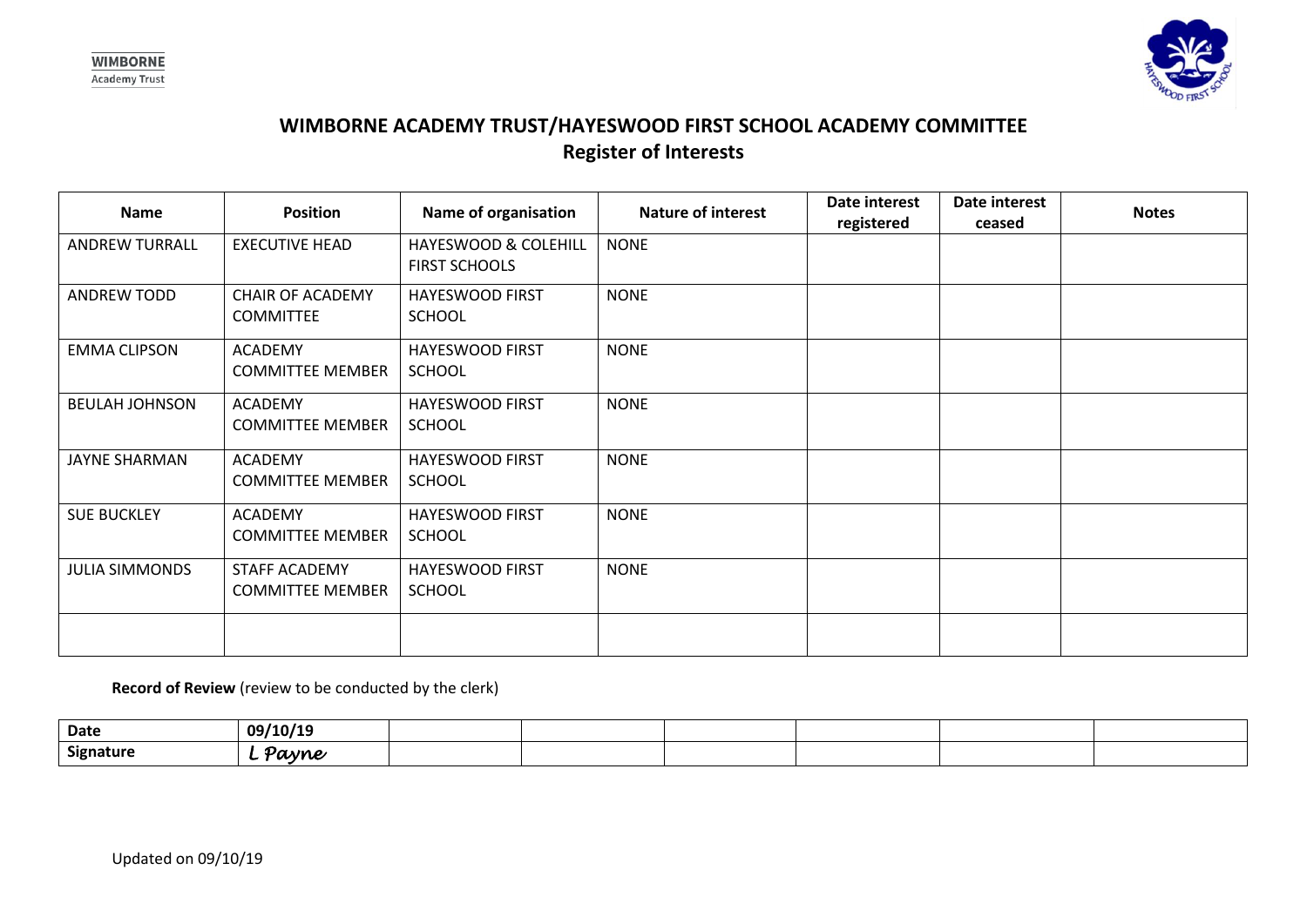WIMBORNE
Academy Trust

# WIMBORNE ACADEMY TRUST/HAYESWOOD FIRST SCHOOL ACADEMY COMMITTEE

## Register of Interests

| Name | Position | Name of organisation | Nature of interest | Date interest registered | Date interest ceased | Notes |
|---|---|---|---|---|---|---|
| ANDREW TURRALL | EXECUTIVE HEAD | HAYESWOOD & COLEHILL FIRST SCHOOLS | NONE | | | |
| ANDREW TODD | CHAIR OF ACADEMY COMMITTEE | HAYESWOOD FIRST SCHOOL | NONE | | | |
| EMMA CLIPSON | ACADEMY COMMITTEE MEMBER | HAYESWOOD FIRST SCHOOL | NONE | | | |
| BEULAH JOHNSON | ACADEMY COMMITTEE MEMBER | HAYESWOOD FIRST SCHOOL | NONE | | | |
| JAYNE SHARMAN | ACADEMY COMMITTEE MEMBER | HAYESWOOD FIRST SCHOOL | NONE | | | |
| SUE BUCKLEY | ACADEMY COMMITTEE MEMBER | HAYESWOOD FIRST SCHOOL | NONE | | | |
| JULIA SIMMONDS | STAFF ACADEMY COMMITTEE MEMBER | HAYESWOOD FIRST SCHOOL | NONE | | | |
| | | | | | | |

**Record of Review** (review to be conducted by the clerk)

| Date | 09/10/19 | | | | | | |
|---|---|---|---|---|---|---|---|
| Signature | L Payne | | | | | | |

Updated on 09/10/19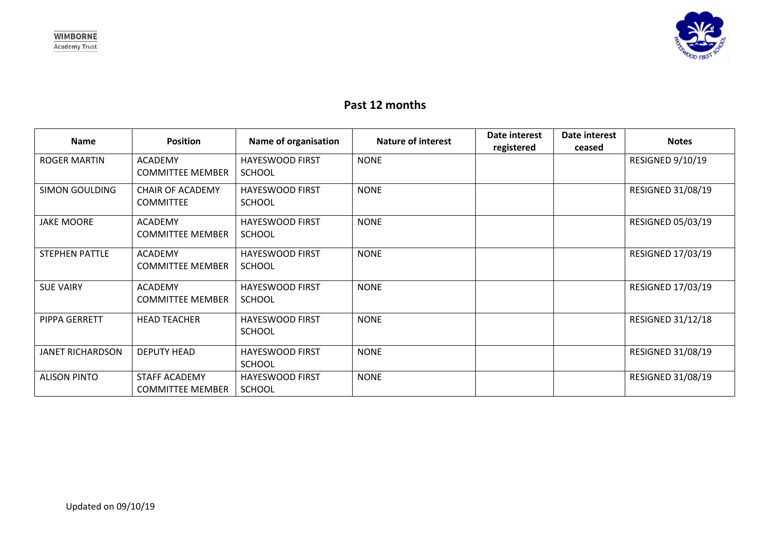## Past 12 months

| Name | Position | Name of organisation | Nature of interest | Date interest registered | Date interest ceased | Notes |
|---|---|---|---|---|---|---|
| ROGER MARTIN | ACADEMY COMMITTEE MEMBER | HAYESWOOD FIRST SCHOOL | NONE | | | RESIGNED 9/10/19 |
| SIMON GOULDING | CHAIR OF ACADEMY COMMITTEE | HAYESWOOD FIRST SCHOOL | NONE | | | RESIGNED 31/08/19 |
| JAKE MOORE | ACADEMY COMMITTEE MEMBER | HAYESWOOD FIRST SCHOOL | NONE | | | RESIGNED 05/03/19 |
| STEPHEN PATTLE | ACADEMY COMMITTEE MEMBER | HAYESWOOD FIRST SCHOOL | NONE | | | RESIGNED 17/03/19 |
| SUE VAIRY | ACADEMY COMMITTEE MEMBER | HAYESWOOD FIRST SCHOOL | NONE | | | RESIGNED 17/03/19 |
| PIPPA GERRETT | HEAD TEACHER | HAYESWOOD FIRST SCHOOL | NONE | | | RESIGNED 31/12/18 |
| JANET RICHARDSON | DEPUTY HEAD | HAYESWOOD FIRST SCHOOL | NONE | | | RESIGNED 31/08/19 |
| ALISON PINTO | STAFF ACADEMY COMMITTEE MEMBER | HAYESWOOD FIRST SCHOOL | NONE | | | RESIGNED 31/08/19 |

Updated on 09/10/19